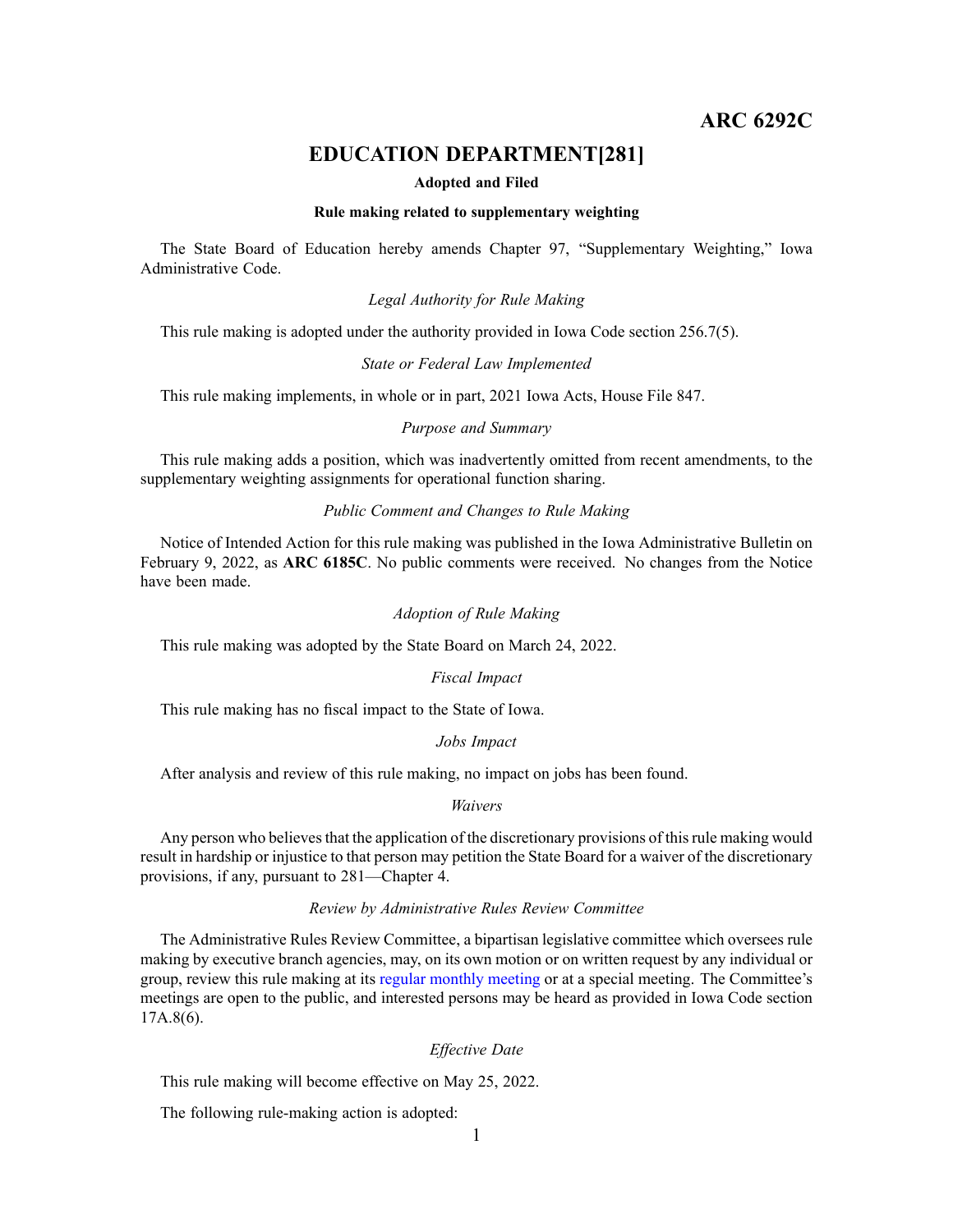# ARC 6292C

## EDUCATION DEPARTMENT[281]

**Adopted and Filed**

**Rule making related to supplementary weighting**

The State Board of Education hereby amends Chapter 97, "Supplementary Weighting," Iowa Administrative Code.

*Legal Authority for Rule Making*

This rule making is adopted under the authority provided in Iowa Code section 256.7(5).

*State or Federal Law Implemented*

This rule making implements, in whole or in part, 2021 Iowa Acts, House File 847.

*Purpose and Summary*

This rule making adds a position, which was inadvertently omitted from recent amendments, to the supplementary weighting assignments for operational function sharing.

*Public Comment and Changes to Rule Making*

Notice of Intended Action for this rule making was published in the Iowa Administrative Bulletin on February 9, 2022, as **ARC 6185C**. No public comments were received. No changes from the Notice have been made.

*Adoption of Rule Making*

This rule making was adopted by the State Board on March 24, 2022.

*Fiscal Impact*

This rule making has no fiscal impact to the State of Iowa.

*Jobs Impact*

After analysis and review of this rule making, no impact on jobs has been found.

*Waivers*

Any person who believes that the application of the discretionary provisions of this rule making would result in hardship or injustice to that person may petition the State Board for a waiver of the discretionary provisions, if any, pursuant to 281—Chapter 4.

*Review by Administrative Rules Review Committee*

The Administrative Rules Review Committee, a bipartisan legislative committee which oversees rule making by executive branch agencies, may, on its own motion or on written request by any individual or group, review this rule making at its regular monthly meeting or at a special meeting. The Committee's meetings are open to the public, and interested persons may be heard as provided in Iowa Code section 17A.8(6).

*Effective Date*

This rule making will become effective on May 25, 2022.

The following rule-making action is adopted: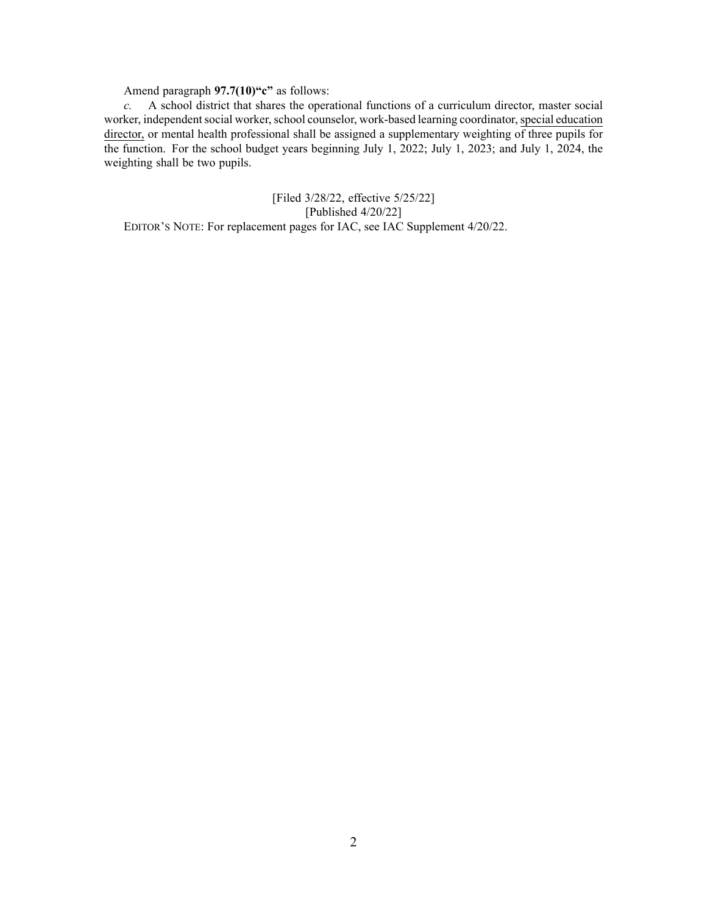Amend paragraph **97.7(10)"c"** as follows:

*c.* A school district that shares the operational functions of a curriculum director, master social worker, independent social worker, school counselor, work-based learning coordinator, <u>special education director,</u> or mental health professional shall be assigned a supplementary weighting of three pupils for the function. For the school budget years beginning July 1, 2022; July 1, 2023; and July 1, 2024, the weighting shall be two pupils.

[Filed 3/28/22, effective 5/25/22]
[Published 4/20/22]

EDITOR'S NOTE: For replacement pages for IAC, see IAC Supplement 4/20/22.